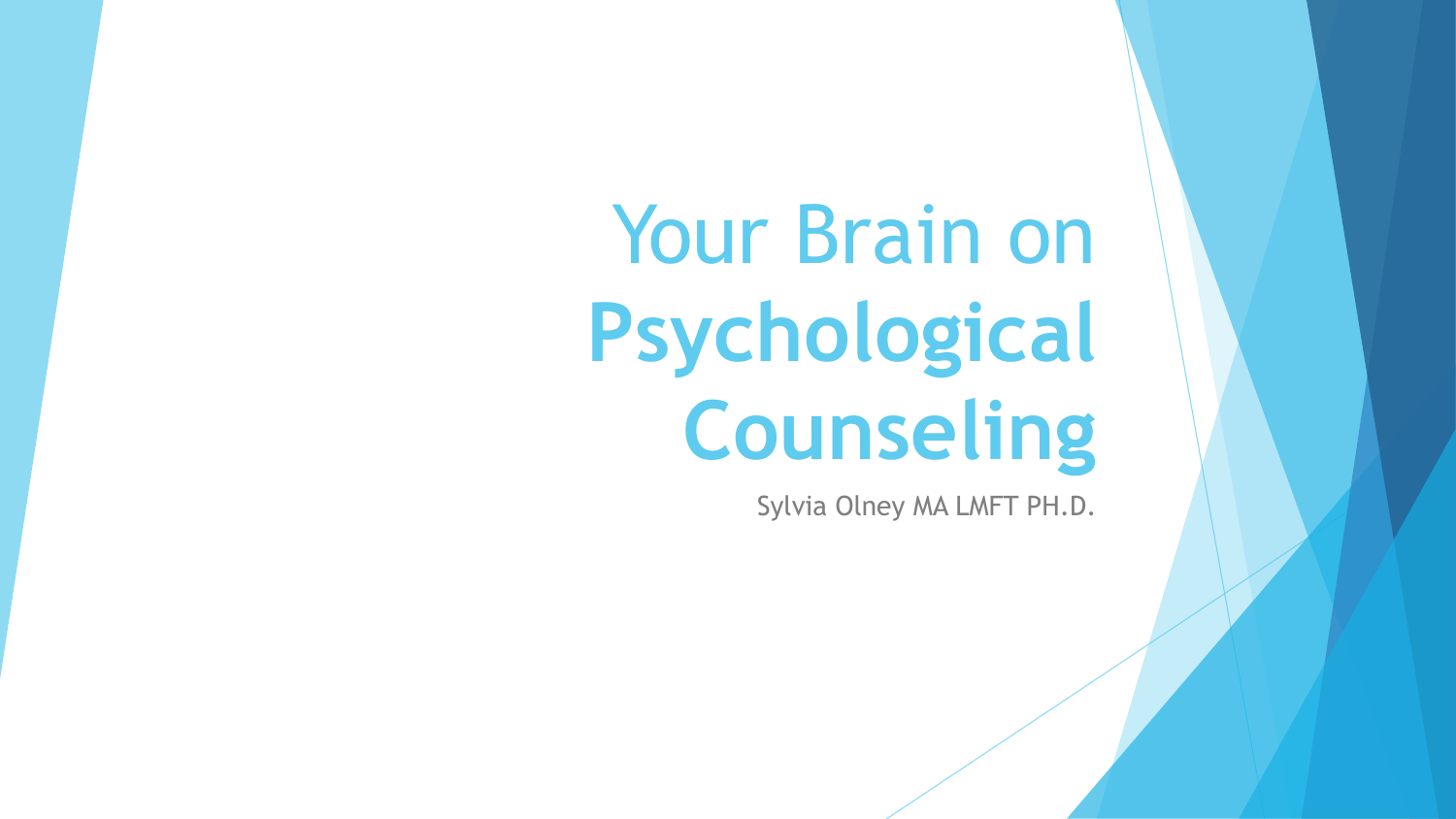# Your Brain on **Psychological Counseling**

Sylvia Olney MA LMFT PH.D.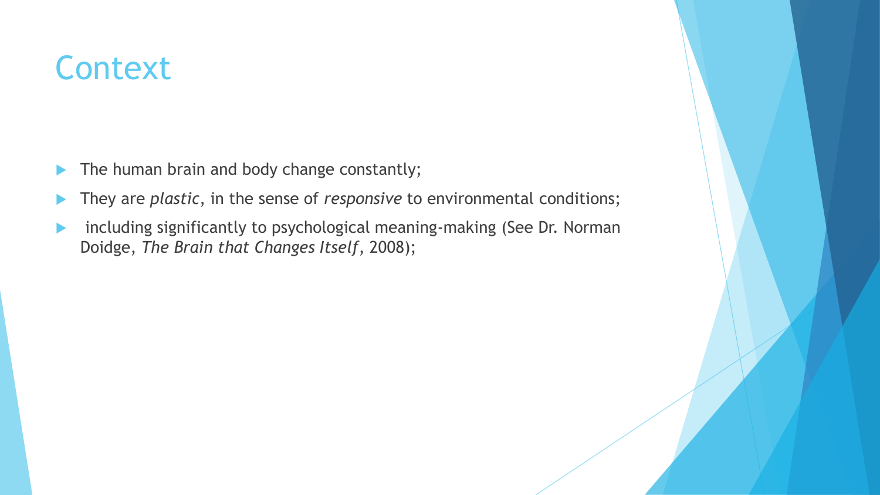# Context

- The human brain and body change constantly;
- They are *plastic*, in the sense of *responsive* to environmental conditions;
- including significantly to psychological meaning-making (See Dr. Norman Doidge, *The Brain that Changes Itself*, 2008);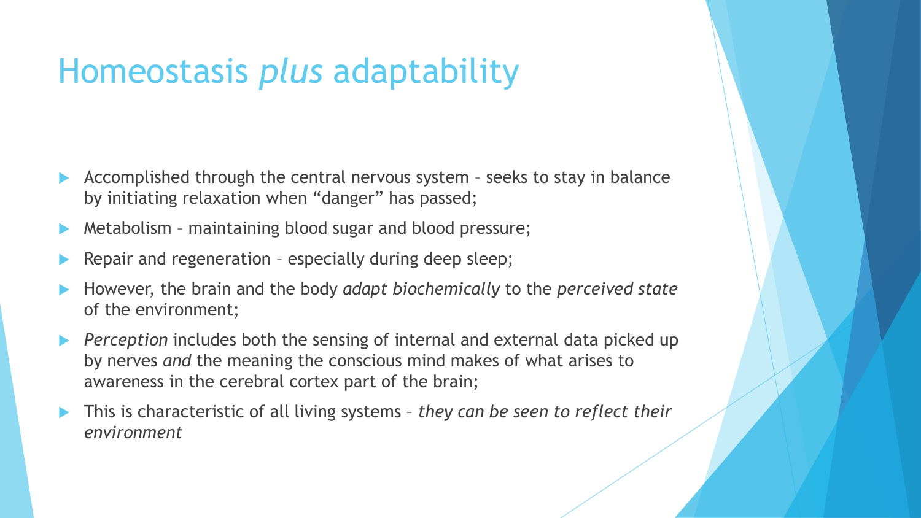# Homeostasis *plus* adaptability

- Accomplished through the central nervous system – seeks to stay in balance by initiating relaxation when "danger" has passed;
- Metabolism – maintaining blood sugar and blood pressure;
- Repair and regeneration – especially during deep sleep;
- However, the brain and the body *adapt biochemically* to the *perceived state* of the environment;
- *Perception* includes both the sensing of internal and external data picked up by nerves *and* the meaning the conscious mind makes of what arises to awareness in the cerebral cortex part of the brain;
- This is characteristic of all living systems – *they can be seen to reflect their environment*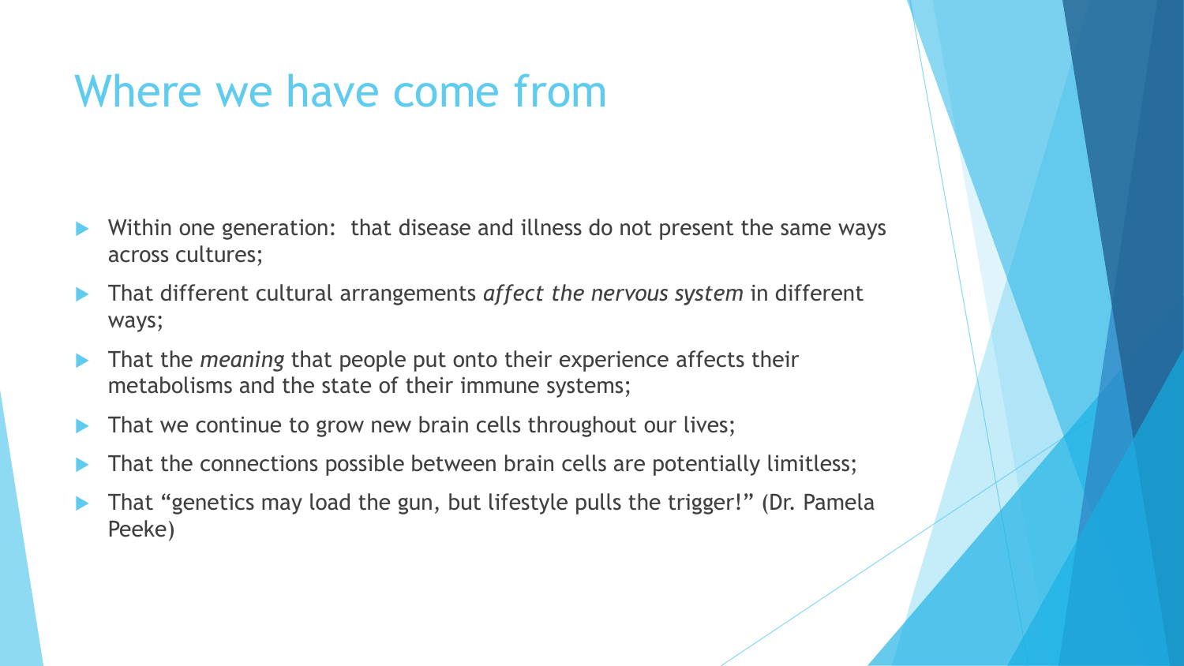# Where we have come from

- Within one generation:  that disease and illness do not present the same ways across cultures;
- That different cultural arrangements *affect the nervous system* in different ways;
- That the *meaning* that people put onto their experience affects their metabolisms and the state of their immune systems;
- That we continue to grow new brain cells throughout our lives;
- That the connections possible between brain cells are potentially limitless;
- That “genetics may load the gun, but lifestyle pulls the trigger!” (Dr. Pamela Peeke)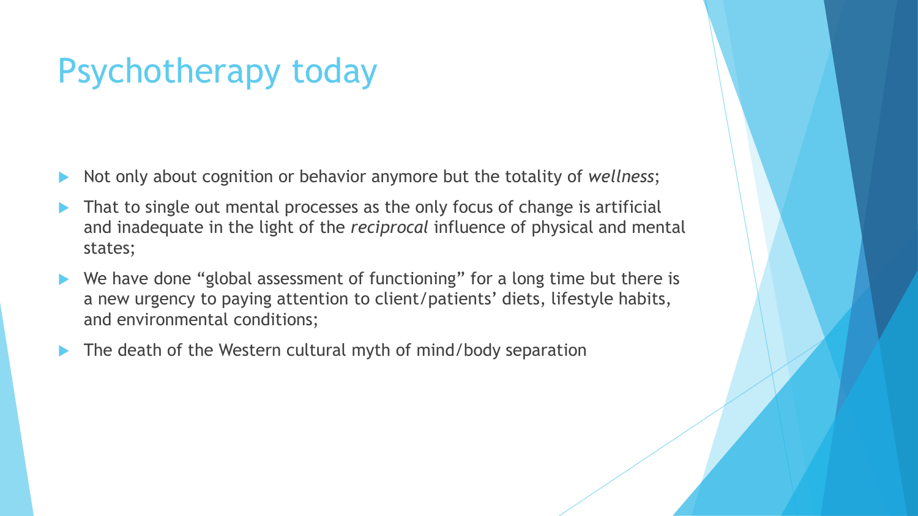# Psychotherapy today

- Not only about cognition or behavior anymore but the totality of *wellness*;
- That to single out mental processes as the only focus of change is artificial and inadequate in the light of the *reciprocal* influence of physical and mental states;
- We have done "global assessment of functioning" for a long time but there is a new urgency to paying attention to client/patients' diets, lifestyle habits, and environmental conditions;
- The death of the Western cultural myth of mind/body separation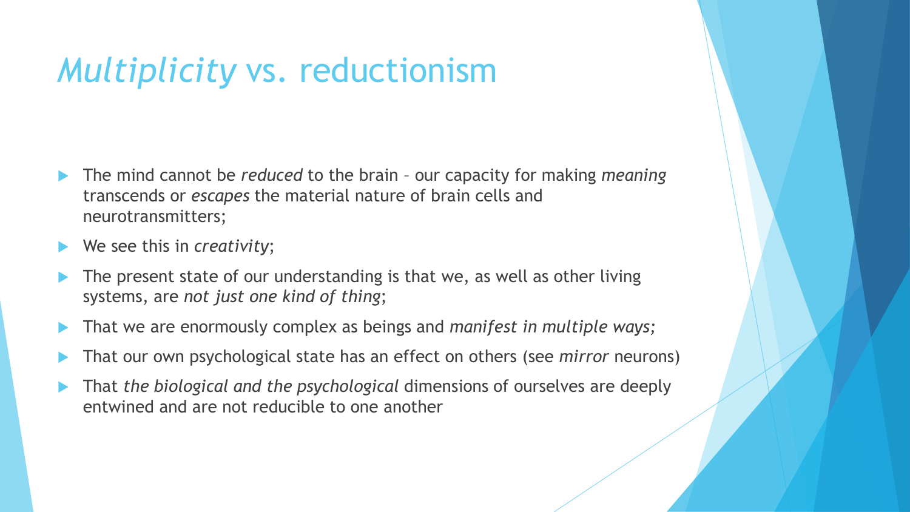# *Multiplicity* vs. reductionism

- The mind cannot be *reduced* to the brain – our capacity for making *meaning* transcends or *escapes* the material nature of brain cells and neurotransmitters;
- We see this in *creativity*;
- The present state of our understanding is that we, as well as other living systems, are *not just one kind of thing*;
- That we are enormously complex as beings and *manifest in multiple ways;*
- That our own psychological state has an effect on others (see *mirror* neurons)
- That *the biological and the psychological* dimensions of ourselves are deeply entwined and are not reducible to one another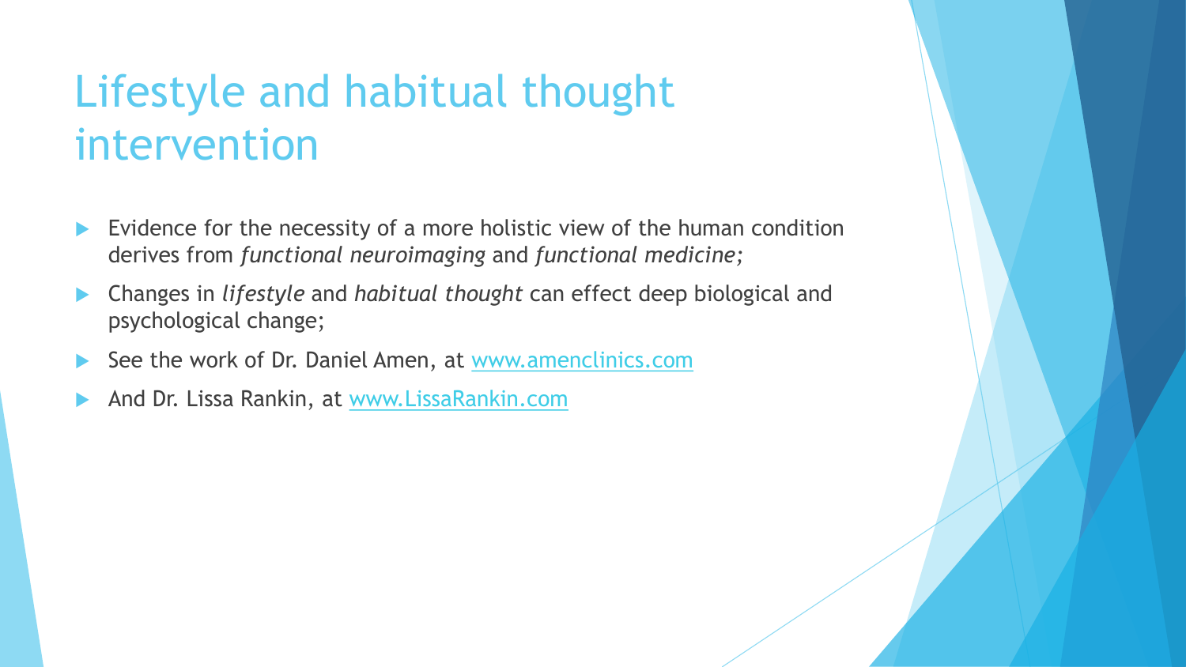# Lifestyle and habitual thought intervention

- Evidence for the necessity of a more holistic view of the human condition derives from *functional neuroimaging* and *functional medicine;*
- Changes in *lifestyle* and *habitual thought* can effect deep biological and psychological change;
- See the work of Dr. Daniel Amen, at [www.amenclinics.com](http://www.amenclinics.com)
- And Dr. Lissa Rankin, at [www.LissaRankin.com](http://www.LissaRankin.com)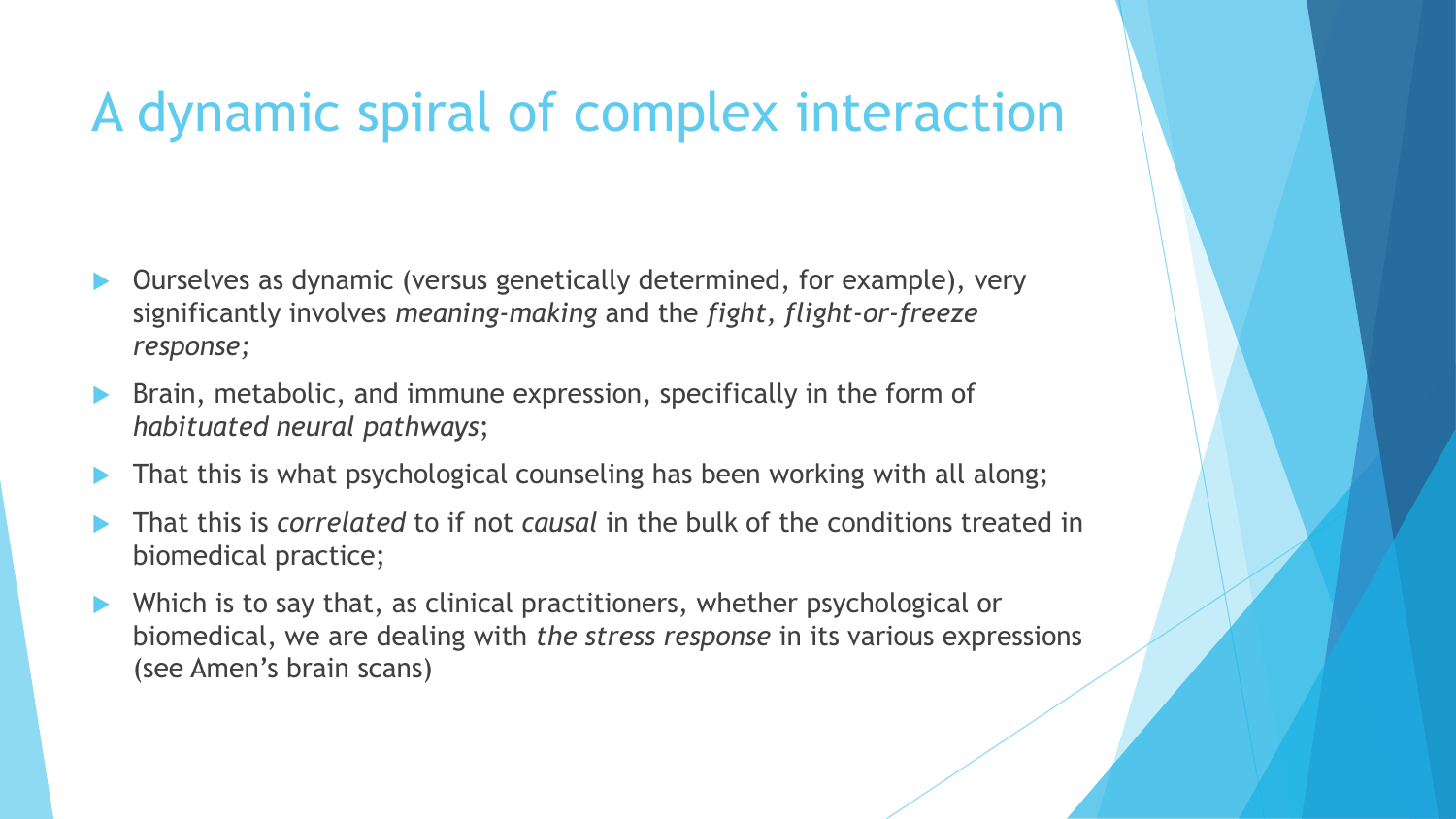# A dynamic spiral of complex interaction

- Ourselves as dynamic (versus genetically determined, for example), very significantly involves *meaning-making* and the *fight, flight-or-freeze response;*
- Brain, metabolic, and immune expression, specifically in the form of *habituated neural pathways*;
- That this is what psychological counseling has been working with all along;
- That this is *correlated* to if not *causal* in the bulk of the conditions treated in biomedical practice;
- Which is to say that, as clinical practitioners, whether psychological or biomedical, we are dealing with *the stress response* in its various expressions (see Amen's brain scans)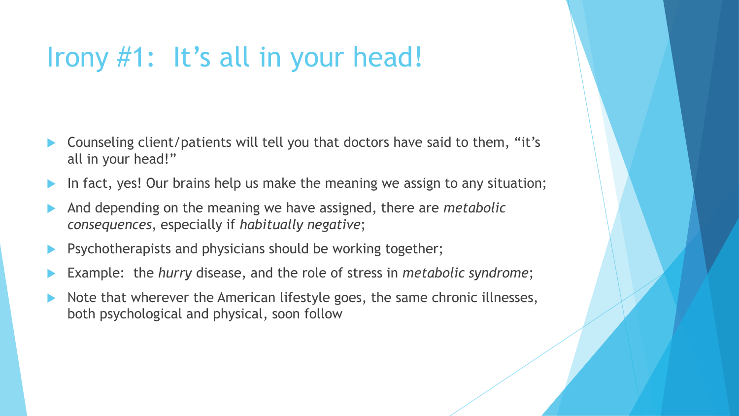# Irony #1: It's all in your head!

- Counseling client/patients will tell you that doctors have said to them, "it's all in your head!"
- In fact, yes! Our brains help us make the meaning we assign to any situation;
- And depending on the meaning we have assigned, there are *metabolic consequences*, especially if *habitually negative*;
- Psychotherapists and physicians should be working together;
- Example: the *hurry* disease, and the role of stress in *metabolic syndrome*;
- Note that wherever the American lifestyle goes, the same chronic illnesses, both psychological and physical, soon follow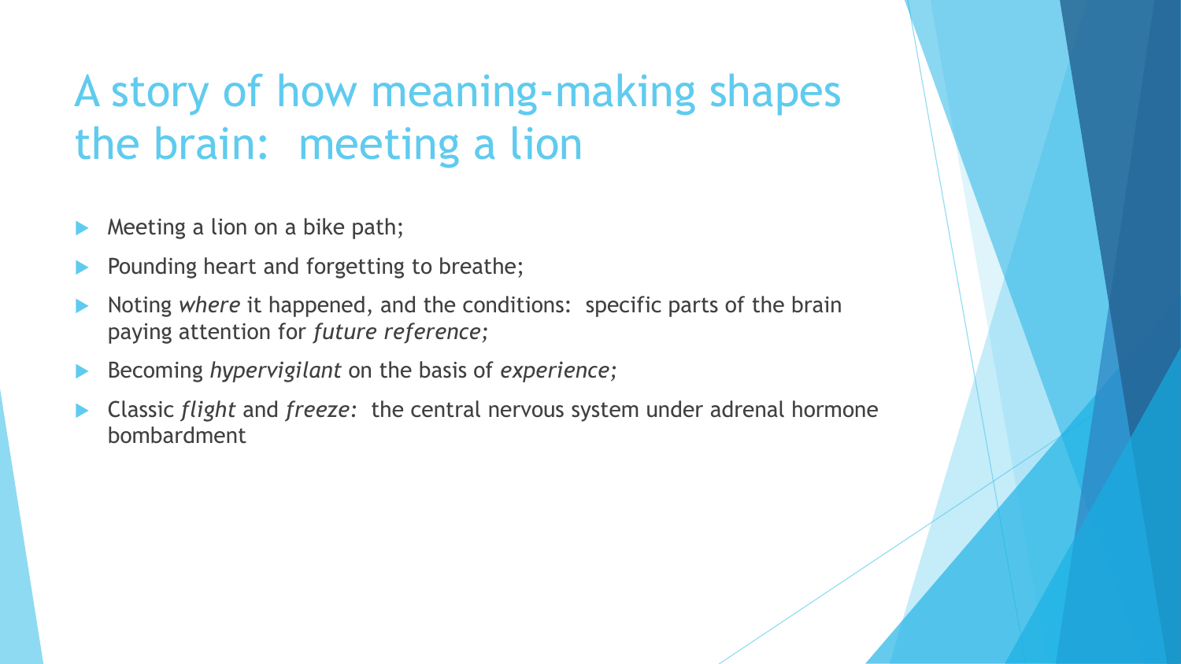# A story of how meaning-making shapes the brain: meeting a lion

- Meeting a lion on a bike path;
- Pounding heart and forgetting to breathe;
- Noting *where* it happened, and the conditions: specific parts of the brain paying attention for *future reference;*
- Becoming *hypervigilant* on the basis of *experience;*
- Classic *flight* and *freeze:* the central nervous system under adrenal hormone bombardment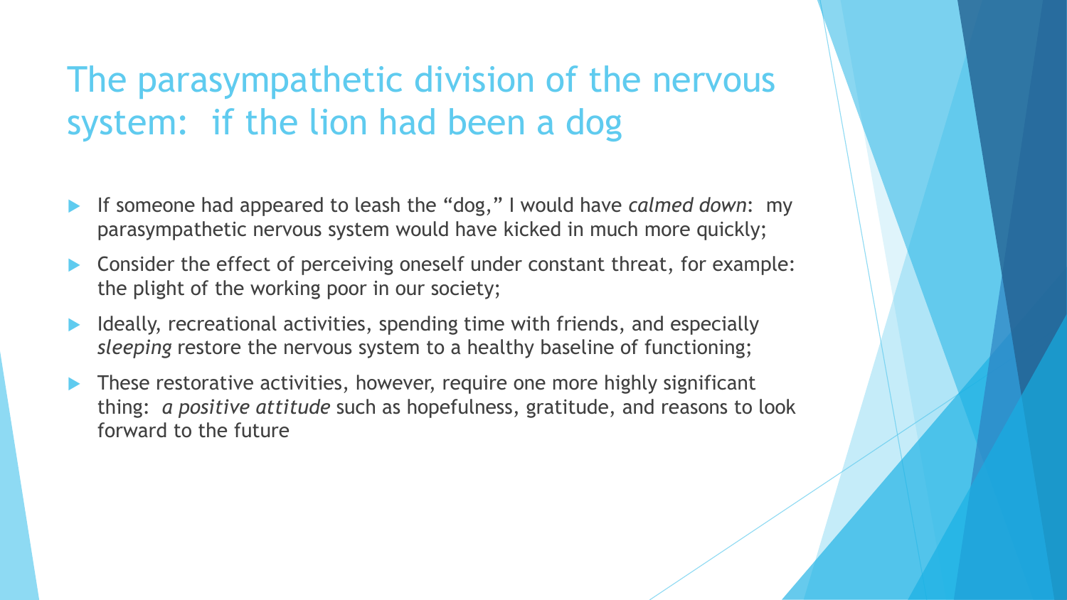# The parasympathetic division of the nervous system: if the lion had been a dog

- If someone had appeared to leash the "dog," I would have *calmed down*: my parasympathetic nervous system would have kicked in much more quickly;
- Consider the effect of perceiving oneself under constant threat, for example: the plight of the working poor in our society;
- Ideally, recreational activities, spending time with friends, and especially *sleeping* restore the nervous system to a healthy baseline of functioning;
- These restorative activities, however, require one more highly significant thing: *a positive attitude* such as hopefulness, gratitude, and reasons to look forward to the future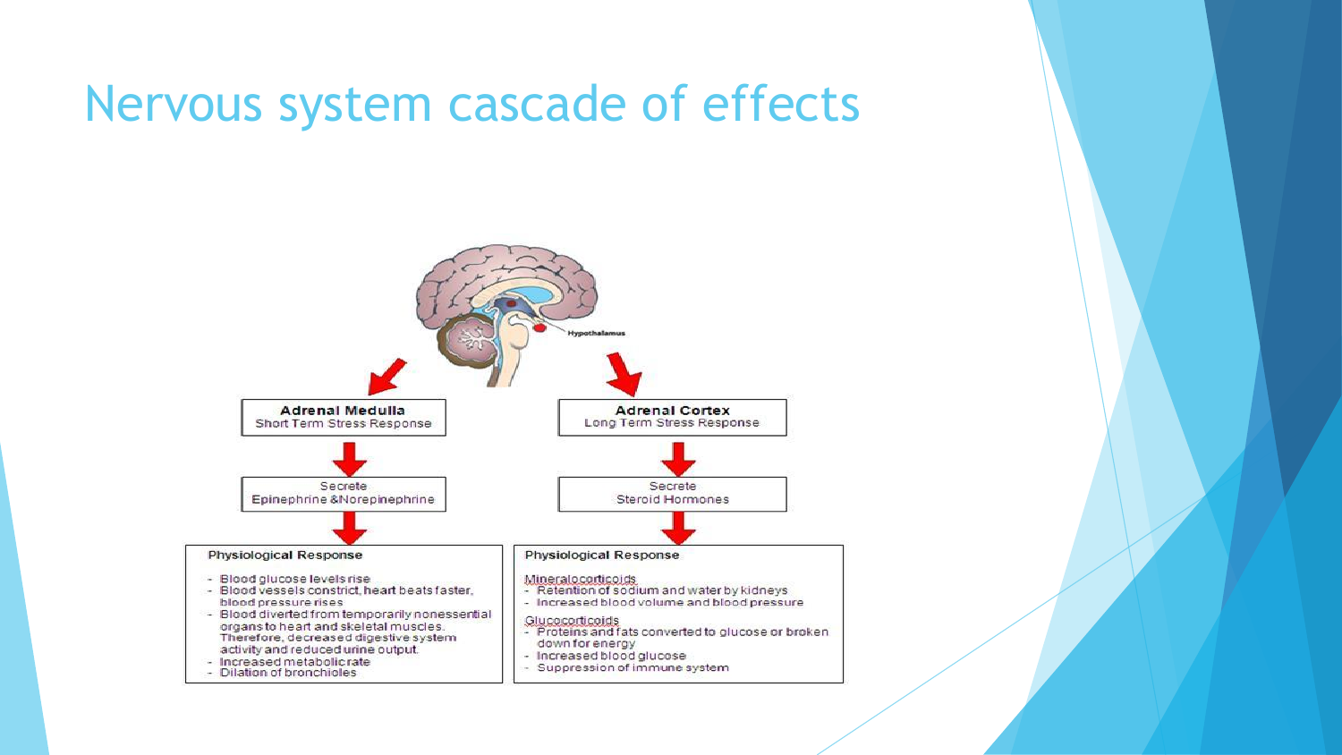# Nervous system cascade of effects

Hypothalamus

**Adrenal Medulla**
Short Term Stress Response

Secrete
Epinephrine &Norepinephrine

Physiological Response

- Blood glucose levels rise
- Blood vessels constrict, heart beats faster, blood pressure rises
- Blood diverted from temporarily nonessential organs to heart and skeletal muscles. Therefore, decreased digestive system activity and reduced urine output.
- Increased metabolic rate
- Dilation of bronchioles

**Adrenal Cortex**
Long Term Stress Response

Secrete
Steroid Hormones

Physiological Response

Mineralocorticoids
- Retention of sodium and water by kidneys
- Increased blood volume and blood pressure

Glucocorticoids
- Proteins and fats converted to glucose or broken down for energy
- Increased blood glucose
- Suppression of immune system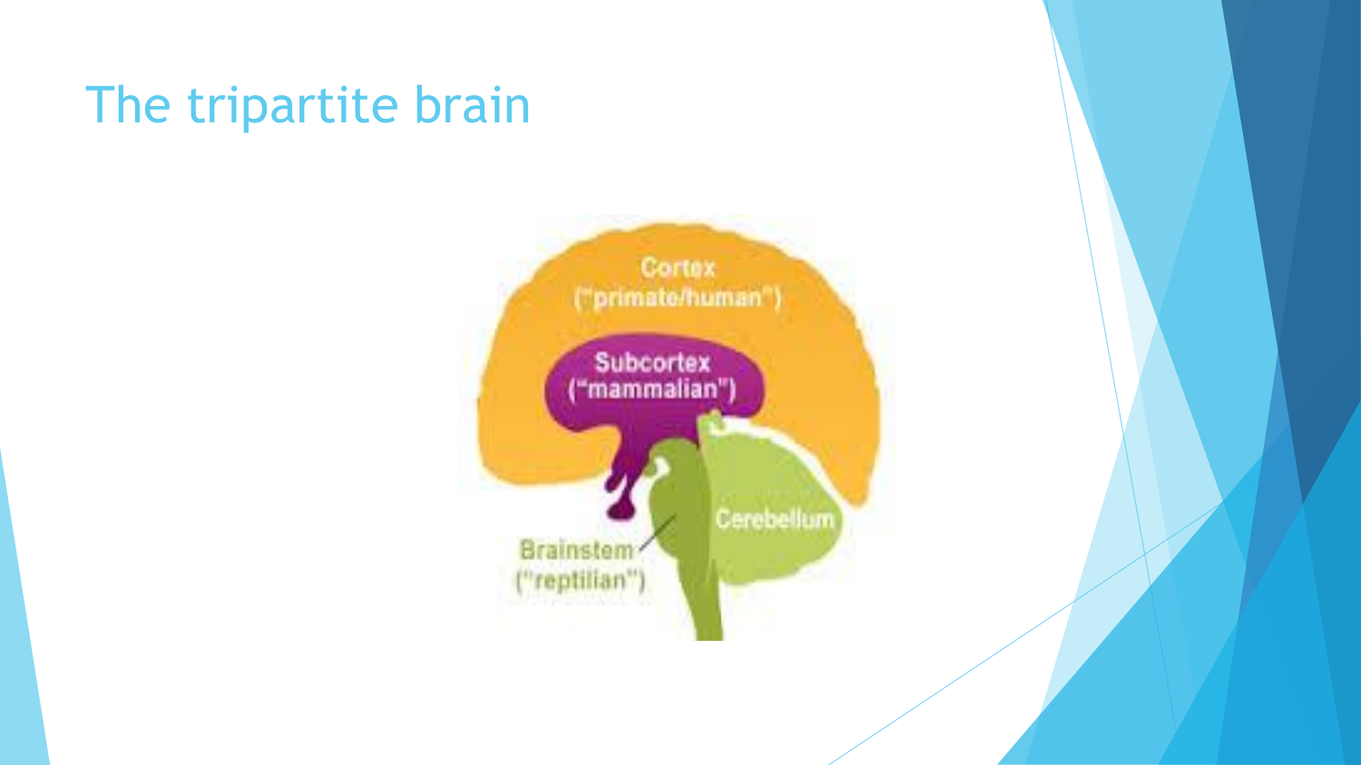# The tripartite brain

Cortex
("primate/human")

Subcortex
("mammalian")

Cerebellum

Brainstem
("reptilian")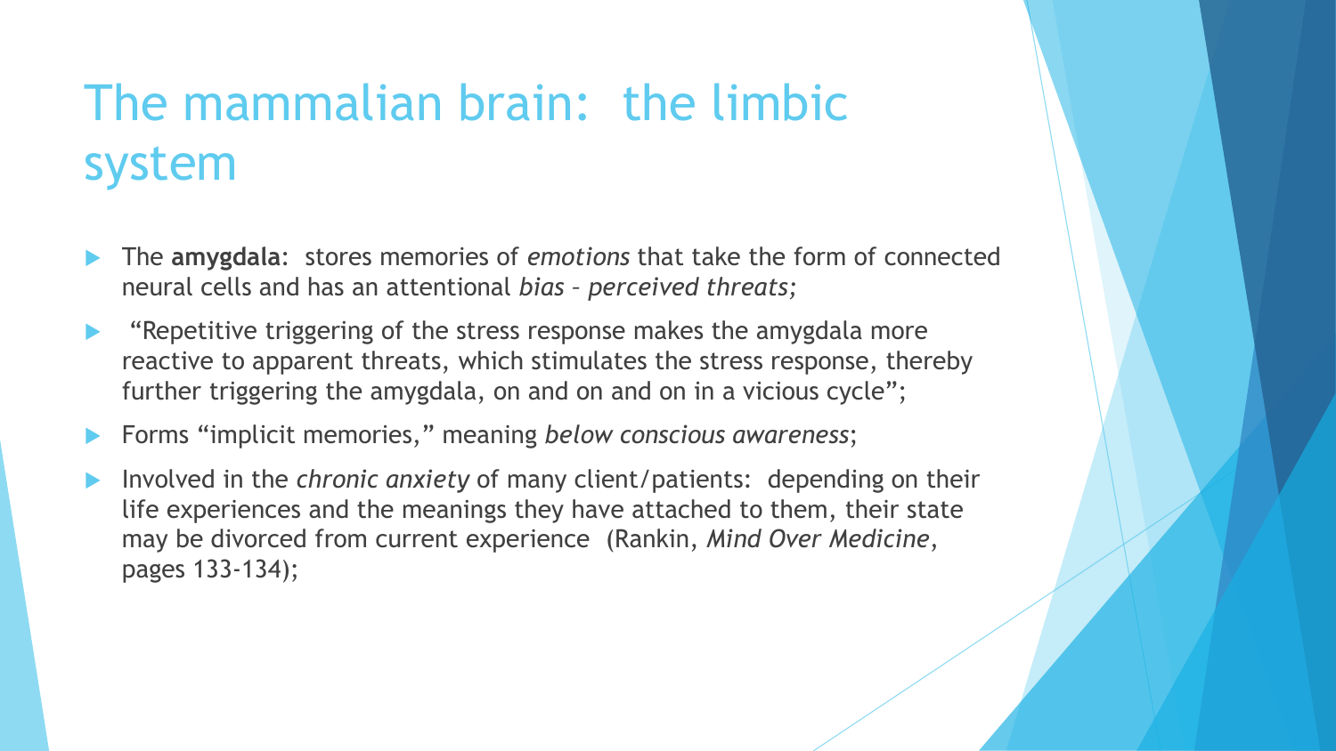# The mammalian brain: the limbic system

- The **amygdala**: stores memories of *emotions* that take the form of connected neural cells and has an attentional *bias* – *perceived threats;*
- "Repetitive triggering of the stress response makes the amygdala more reactive to apparent threats, which stimulates the stress response, thereby further triggering the amygdala, on and on and on in a vicious cycle";
- Forms "implicit memories," meaning *below conscious awareness*;
- Involved in the *chronic anxiety* of many client/patients: depending on their life experiences and the meanings they have attached to them, their state may be divorced from current experience (Rankin, *Mind Over Medicine*, pages 133-134);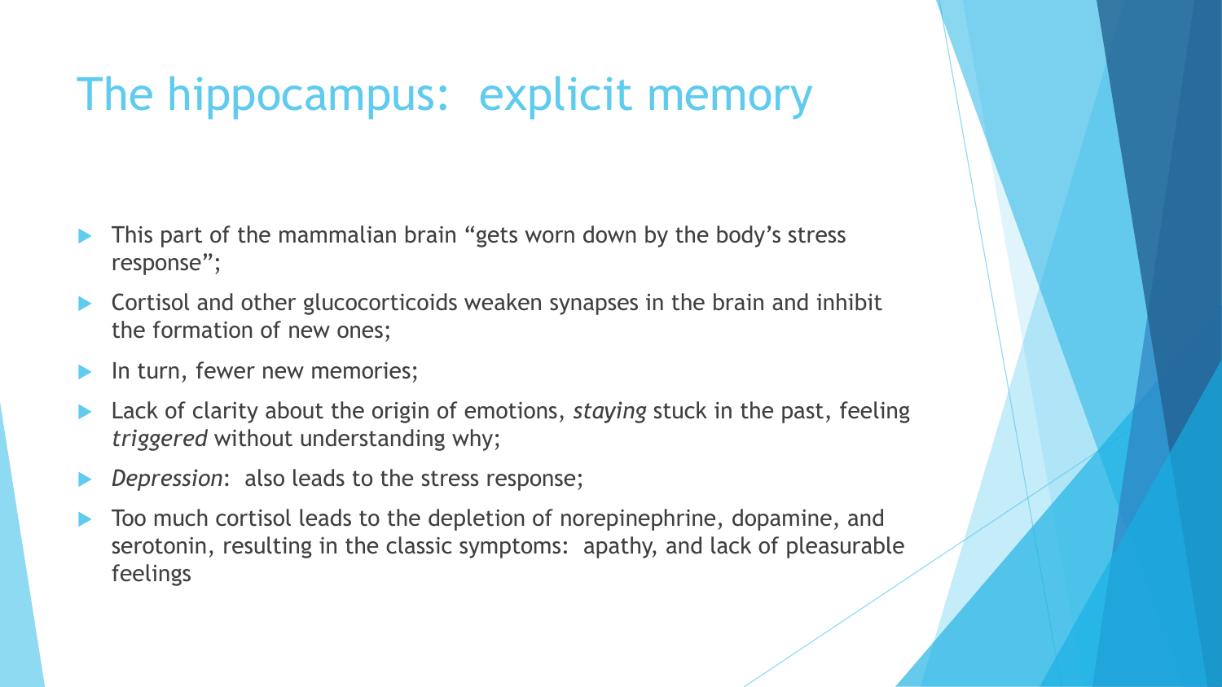# The hippocampus:  explicit memory

- This part of the mammalian brain "gets worn down by the body's stress response";
- Cortisol and other glucocorticoids weaken synapses in the brain and inhibit the formation of new ones;
- In turn, fewer new memories;
- Lack of clarity about the origin of emotions, *staying* stuck in the past, feeling *triggered* without understanding why;
- *Depression*:  also leads to the stress response;
- Too much cortisol leads to the depletion of norepinephrine, dopamine, and serotonin, resulting in the classic symptoms:  apathy, and lack of pleasurable feelings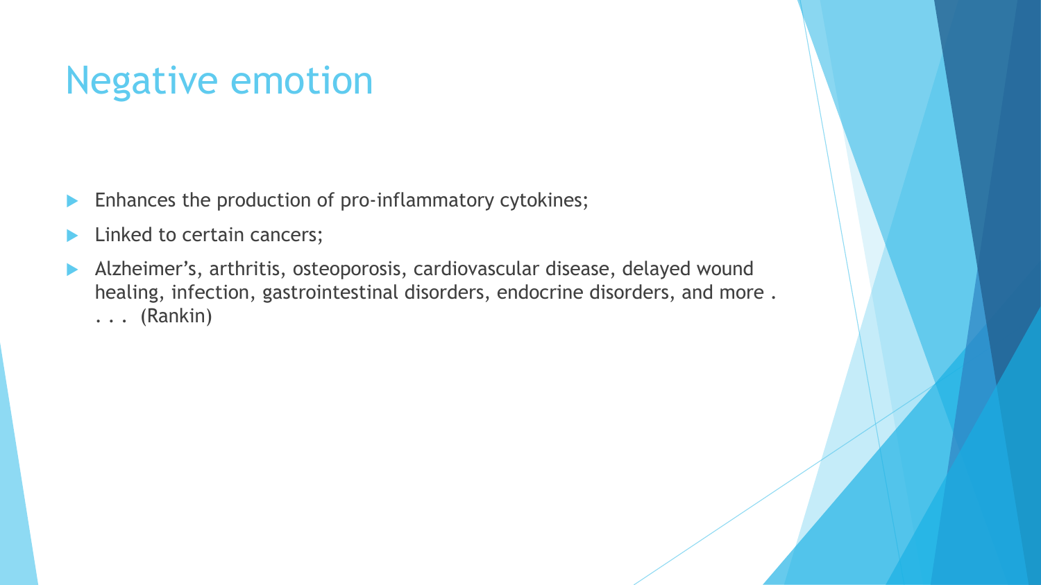# Negative emotion

- Enhances the production of pro-inflammatory cytokines;
- Linked to certain cancers;
- Alzheimer's, arthritis, osteoporosis, cardiovascular disease, delayed wound healing, infection, gastrointestinal disorders, endocrine disorders, and more . . . . (Rankin)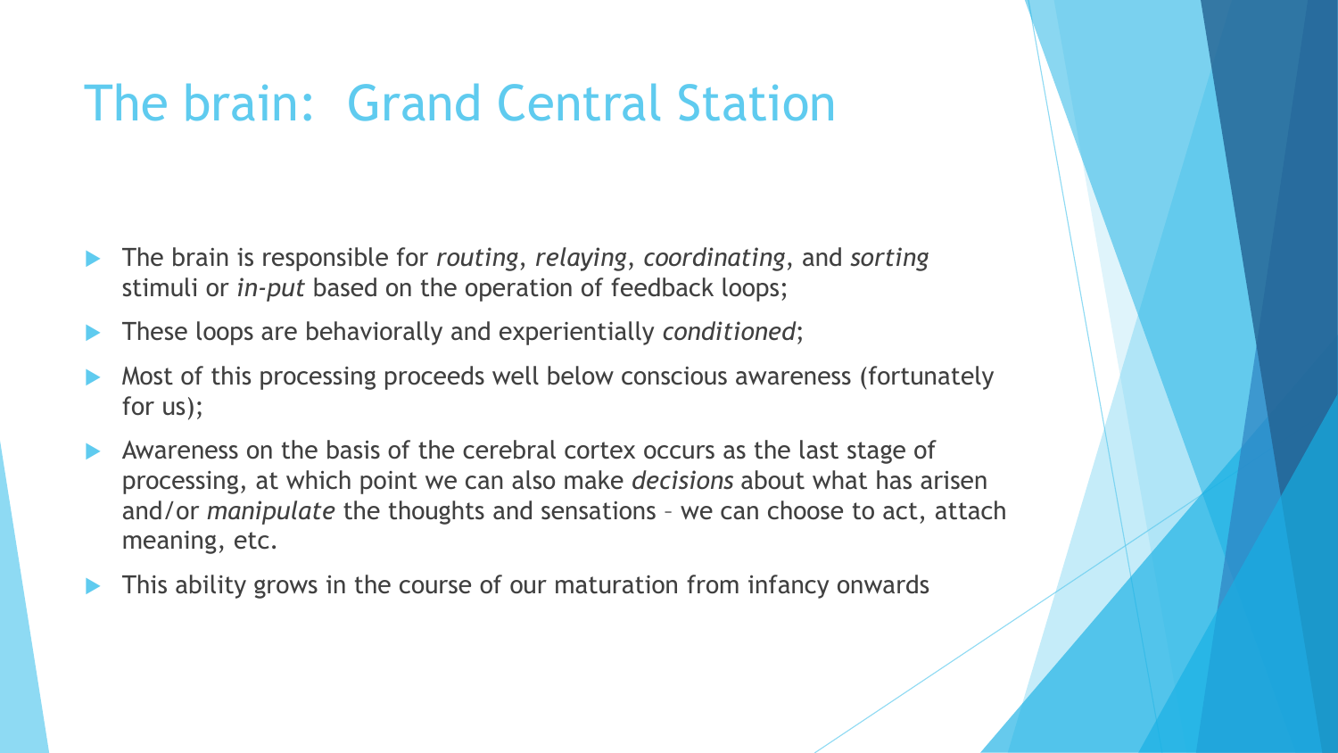# The brain: Grand Central Station

- The brain is responsible for *routing*, *relaying*, *coordinating*, and *sorting* stimuli or *in-put* based on the operation of feedback loops;
- These loops are behaviorally and experientially *conditioned*;
- Most of this processing proceeds well below conscious awareness (fortunately for us);
- Awareness on the basis of the cerebral cortex occurs as the last stage of processing, at which point we can also make *decisions* about what has arisen and/or *manipulate* the thoughts and sensations – we can choose to act, attach meaning, etc.
- This ability grows in the course of our maturation from infancy onwards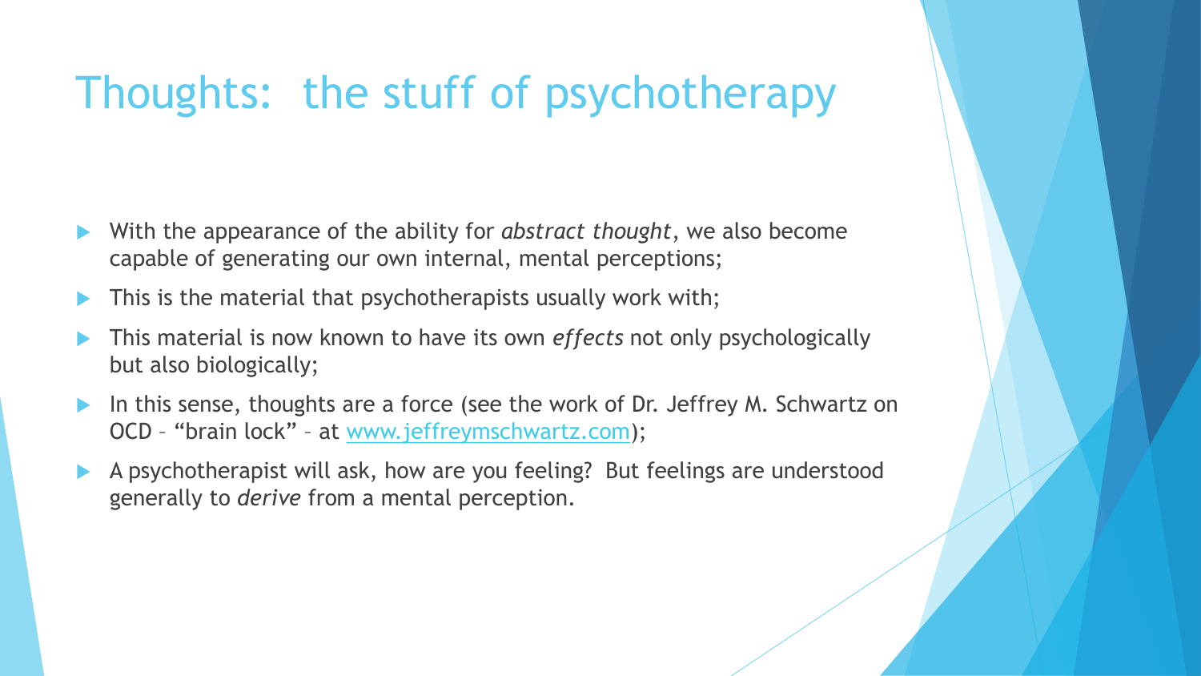# Thoughts: the stuff of psychotherapy

- With the appearance of the ability for *abstract thought*, we also become capable of generating our own internal, mental perceptions;
- This is the material that psychotherapists usually work with;
- This material is now known to have its own *effects* not only psychologically but also biologically;
- In this sense, thoughts are a force (see the work of Dr. Jeffrey M. Schwartz on OCD – "brain lock" – at [www.jeffreymschwartz.com](http://www.jeffreymschwartz.com));
- A psychotherapist will ask, how are you feeling? But feelings are understood generally to *derive* from a mental perception.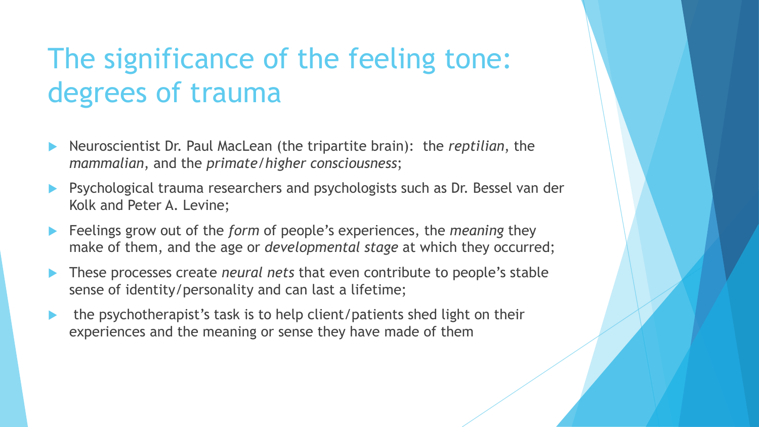# The significance of the feeling tone: degrees of trauma

- Neuroscientist Dr. Paul MacLean (the tripartite brain): the *reptilian*, the *mammalian*, and the *primate/higher consciousness*;
- Psychological trauma researchers and psychologists such as Dr. Bessel van der Kolk and Peter A. Levine;
- Feelings grow out of the *form* of people's experiences, the *meaning* they make of them, and the age or *developmental stage* at which they occurred;
- These processes create *neural nets* that even contribute to people's stable sense of identity/personality and can last a lifetime;
- the psychotherapist's task is to help client/patients shed light on their experiences and the meaning or sense they have made of them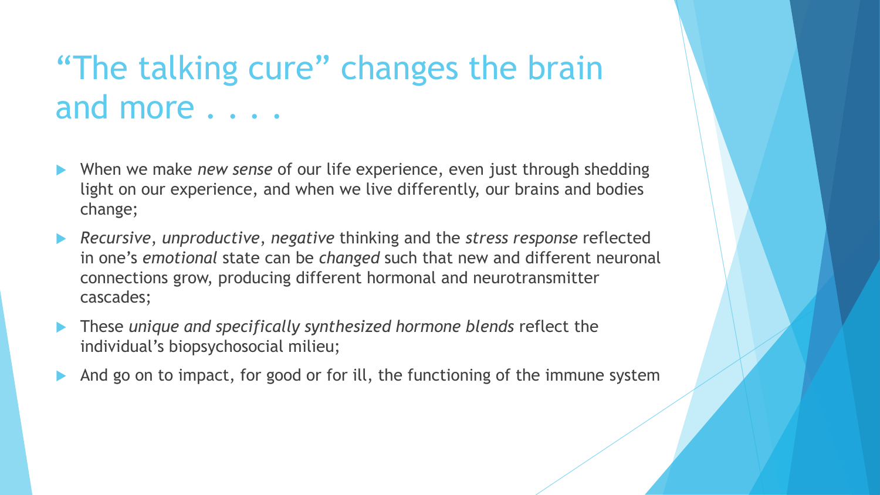# "The talking cure" changes the brain and more . . . .

- When we make *new sense* of our life experience, even just through shedding light on our experience, and when we live differently, our brains and bodies change;
- *Recursive*, *unproductive*, *negative* thinking and the *stress response* reflected in one's *emotional* state can be *changed* such that new and different neuronal connections grow, producing different hormonal and neurotransmitter cascades;
- These *unique and specifically synthesized hormone blends* reflect the individual's biopsychosocial milieu;
- And go on to impact, for good or for ill, the functioning of the immune system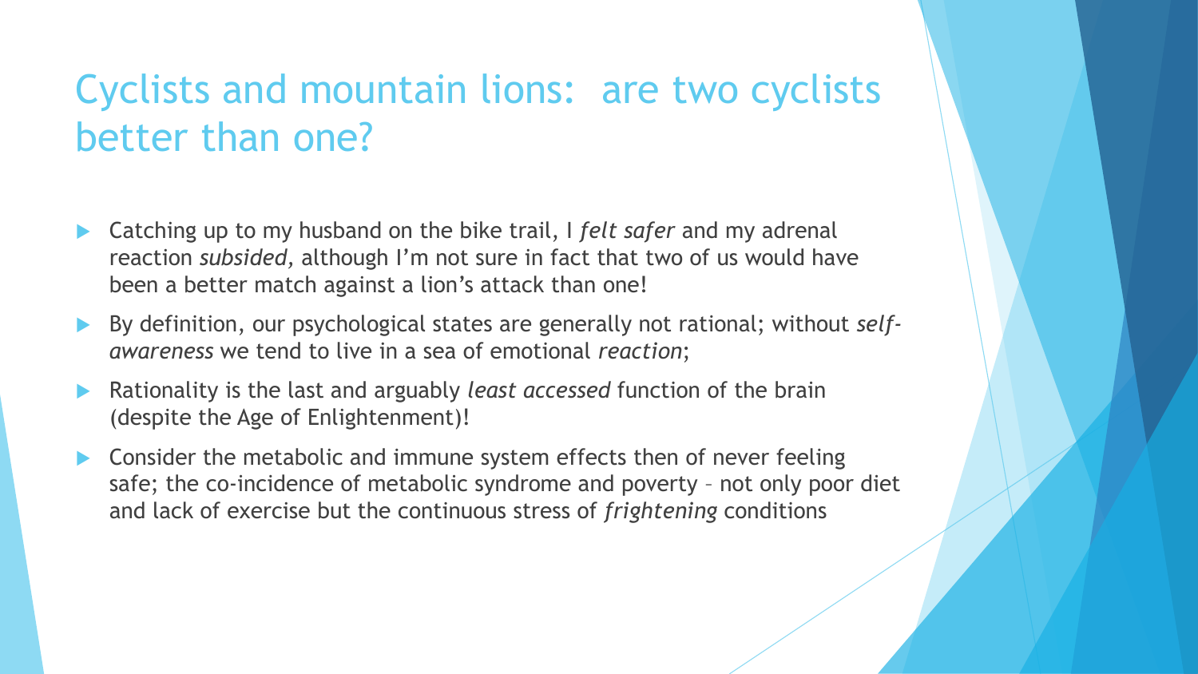# Cyclists and mountain lions: are two cyclists better than one?

- Catching up to my husband on the bike trail, I *felt safer* and my adrenal reaction *subsided,* although I'm not sure in fact that two of us would have been a better match against a lion's attack than one!
- By definition, our psychological states are generally not rational; without *self-awareness* we tend to live in a sea of emotional *reaction*;
- Rationality is the last and arguably *least accessed* function of the brain (despite the Age of Enlightenment)!
- Consider the metabolic and immune system effects then of never feeling safe; the co-incidence of metabolic syndrome and poverty – not only poor diet and lack of exercise but the continuous stress of *frightening* conditions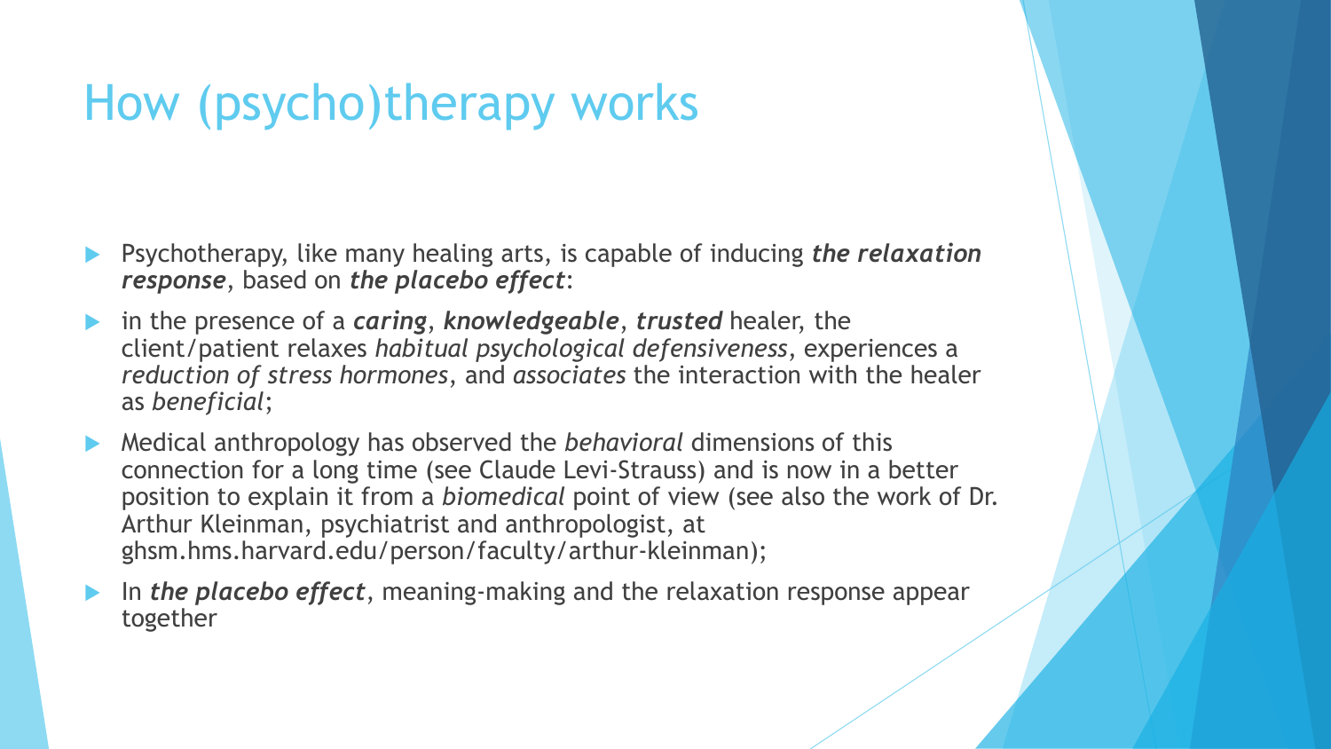# How (psycho)therapy works

- Psychotherapy, like many healing arts, is capable of inducing ***the relaxation response***, based on ***the placebo effect***:
- in the presence of a ***caring***, ***knowledgeable***, ***trusted*** healer, the client/patient relaxes *habitual psychological defensiveness*, experiences a *reduction of stress hormones*, and *associates* the interaction with the healer as *beneficial*;
- Medical anthropology has observed the *behavioral* dimensions of this connection for a long time (see Claude Levi-Strauss) and is now in a better position to explain it from a *biomedical* point of view (see also the work of Dr. Arthur Kleinman, psychiatrist and anthropologist, at ghsm.hms.harvard.edu/person/faculty/arthur-kleinman);
- In ***the placebo effect***, meaning-making and the relaxation response appear together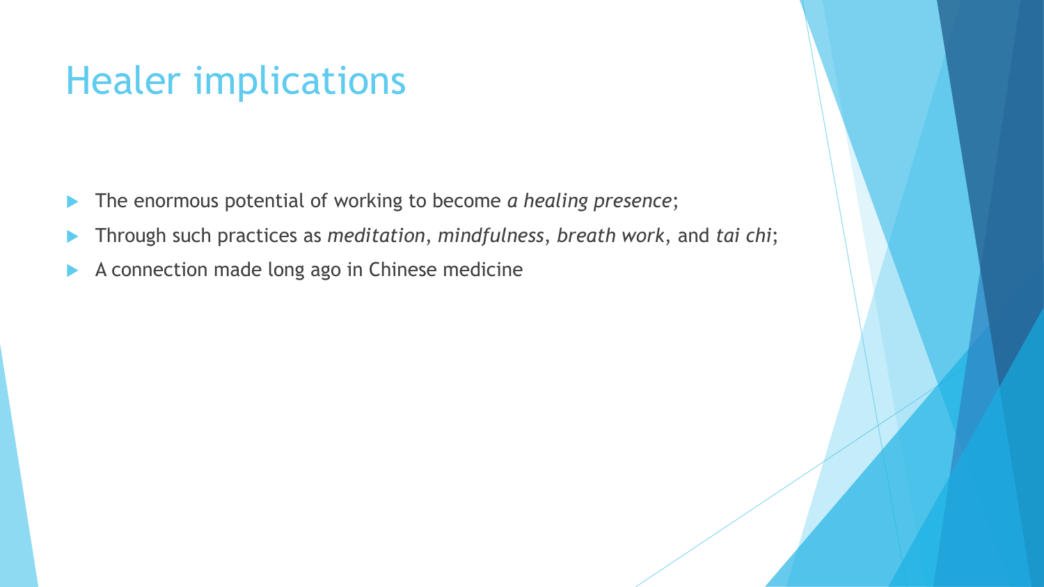# Healer implications

- The enormous potential of working to become *a healing presence*;
- Through such practices as *meditation*, *mindfulness*, *breath work*, and *tai chi*;
- A connection made long ago in Chinese medicine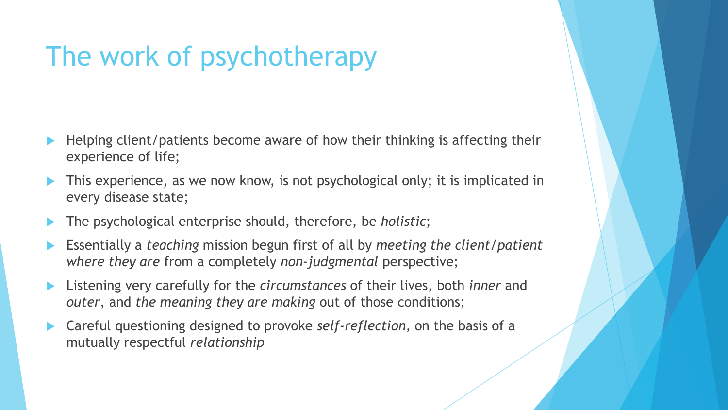# The work of psychotherapy

- Helping client/patients become aware of how their thinking is affecting their experience of life;
- This experience, as we now know, is not psychological only; it is implicated in every disease state;
- The psychological enterprise should, therefore, be *holistic*;
- Essentially a *teaching* mission begun first of all by *meeting the client/patient where they are* from a completely *non-judgmental* perspective;
- Listening very carefully for the *circumstances* of their lives, both *inner* and *outer*, and *the meaning they are making* out of those conditions;
- Careful questioning designed to provoke *self-reflection,* on the basis of a mutually respectful *relationship*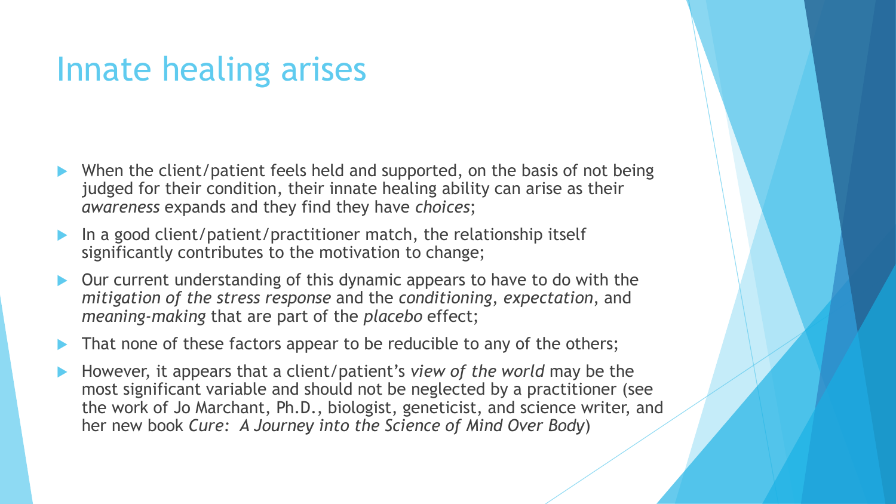# Innate healing arises

- When the client/patient feels held and supported, on the basis of not being judged for their condition, their innate healing ability can arise as their *awareness* expands and they find they have *choices*;
- In a good client/patient/practitioner match, the relationship itself significantly contributes to the motivation to change;
- Our current understanding of this dynamic appears to have to do with the *mitigation of the stress response* and the *conditioning*, *expectation*, and *meaning-making* that are part of the *placebo* effect;
- That none of these factors appear to be reducible to any of the others;
- However, it appears that a client/patient's *view of the world* may be the most significant variable and should not be neglected by a practitioner (see the work of Jo Marchant, Ph.D., biologist, geneticist, and science writer, and her new book *Cure: A Journey into the Science of Mind Over Body*)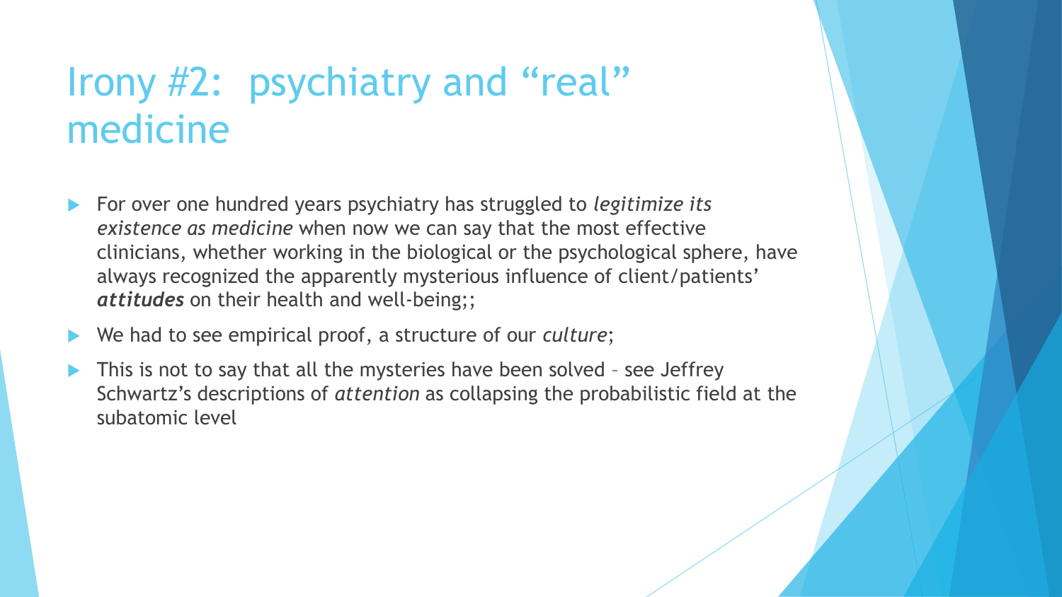# Irony #2: psychiatry and "real" medicine

- For over one hundred years psychiatry has struggled to *legitimize its existence as medicine* when now we can say that the most effective clinicians, whether working in the biological or the psychological sphere, have always recognized the apparently mysterious influence of client/patients' ***attitudes*** on their health and well-being;;
- We had to see empirical proof, a structure of our *culture*;
- This is not to say that all the mysteries have been solved – see Jeffrey Schwartz's descriptions of *attention* as collapsing the probabilistic field at the subatomic level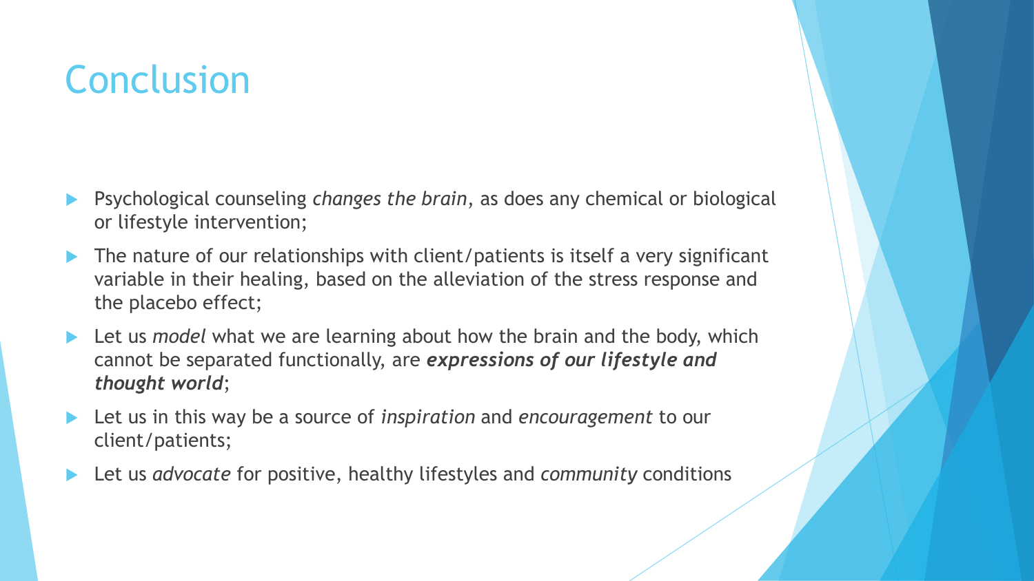# Conclusion

- Psychological counseling *changes the brain*, as does any chemical or biological or lifestyle intervention;
- The nature of our relationships with client/patients is itself a very significant variable in their healing, based on the alleviation of the stress response and the placebo effect;
- Let us *model* what we are learning about how the brain and the body, which cannot be separated functionally, are ***expressions of our lifestyle and thought world***;
- Let us in this way be a source of *inspiration* and *encouragement* to our client/patients;
- Let us *advocate* for positive, healthy lifestyles and *community* conditions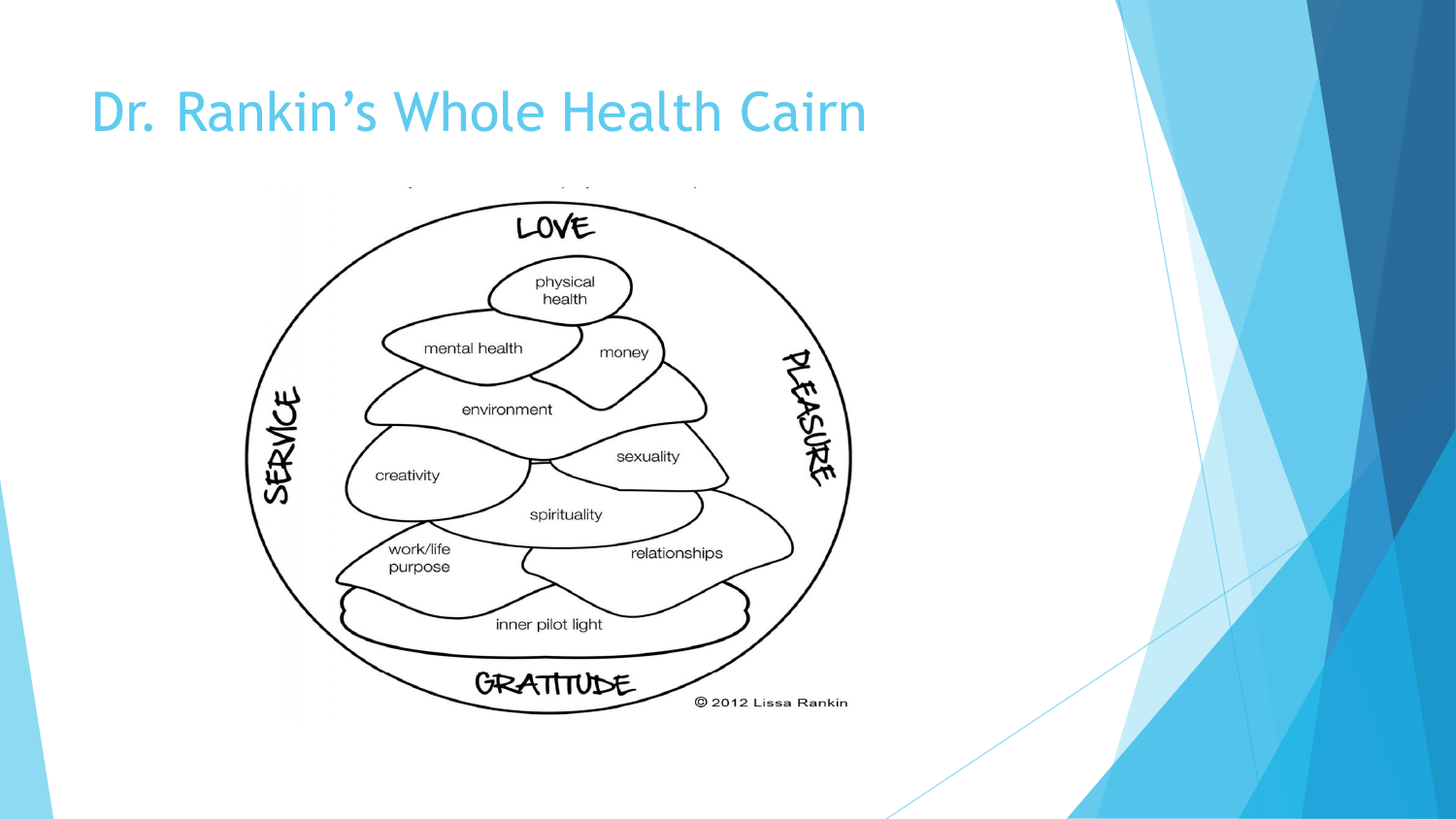# Dr. Rankin's Whole Health Cairn

LOVE

PLEASURE

SERVICE

GRATITUDE

physical health

mental health

money

environment

sexuality

creativity

spirituality

work/life purpose

relationships

inner pilot light

© 2012 Lissa Rankin